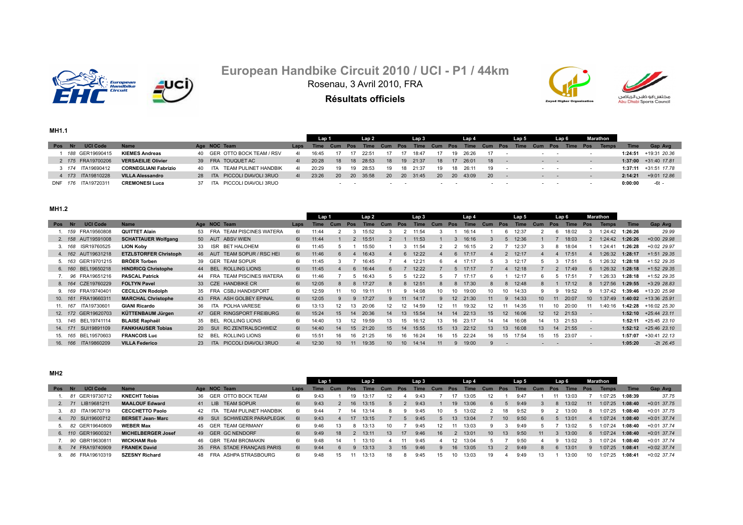# European Handbike Circuit 2010 / UCI - P1 / 44km

Rosenau, 3 Avril 2010, FRA

**Résultats officiels**

### MH1.1

| Pos | Nr | UCI Code | Name | Age | NOC | Team | Laps | Lap 1 Time | Lap 1 Cum | Lap 1 Pos | Lap 2 Time | Lap 2 Cum | Lap 2 Pos | Lap 3 Time | Lap 3 Cum | Lap 3 Pos | Lap 4 Time | Lap 4 Cum | Lap 4 Pos | Lap 5 Time | Lap 5 Cum | Lap 5 Pos | Lap 6 Time | Lap 6 Pos | Marathon Temps | Time | Gap | Avg |
|---|---|---|---|---|---|---|---|---|---|---|---|---|---|---|---|---|---|---|---|---|---|---|---|---|---|---|---|---|
| 1 | 188 | GER19690415 | **KIEMES Andreas** | 40 | GER | OTTO BOCK TEAM / RSV | 4l | 16:45 | 17 | 17 | 22:51 | 17 | 17 | 18:47 | 17 | 19 | 26:26 | 17 | - | | - | - | | | - | **1:24:51** | +19:31 | 20.36 |
| 2 | 175 | FRA19700206 | **VERSAEILIE Olivier** | 39 | FRA | TOUQUET AC | 4l | 20:28 | 18 | 18 | 28:53 | 18 | 19 | 21:37 | 18 | 17 | 26:01 | 18 | - | | - | - | | | - | **1:37:00** | +31:40 | 17.81 |
| 3 | 174 | ITA19690412 | **CORNEGLIANI Fabrizio** | 40 | ITA | TEAM PULINET HANDBIK | 4l | 20:29 | 19 | 19 | 28:53 | 19 | 18 | 21:37 | 19 | 18 | 26:11 | 19 | - | | - | - | | | - | **1:37:11** | +31:51 | 17.78 |
| 4 | 173 | ITA19810228 | **VILLA Alessandro** | 28 | ITA | PICCOLI DIAVOLI 3RUO | 4l | 23:26 | 20 | 20 | 35:58 | 20 | 20 | 31:45 | 20 | 20 | 43:09 | 20 | - | | - | - | | | - | **2:14:21** | +9:01 | 12.86 |
| DNF | 176 | ITA19720311 | **CREMONESI Luca** | 37 | ITA | PICCOLI DIAVOLI 3RUO | | | - | - | | - | - | | - | - | | - | - | | - | - | | | - | **0:00:00** | -6t | - |

### MH1.2

| Pos | Nr | UCI Code | Name | Age | NOC | Team | Laps | Lap 1 Time | Lap 1 Cum | Lap 1 Pos | Lap 2 Time | Lap 2 Cum | Lap 2 Pos | Lap 3 Time | Lap 3 Cum | Lap 3 Pos | Lap 4 Time | Lap 4 Cum | Lap 4 Pos | Lap 5 Time | Lap 5 Cum | Lap 5 Pos | Lap 6 Time | Lap 6 Pos | Marathon Temps | Time | Gap | Avg |
|---|---|---|---|---|---|---|---|---|---|---|---|---|---|---|---|---|---|---|---|---|---|---|---|---|---|---|---|---|
| 1. | 159 | FRA19560808 | **QUITTET Alain** | 53 | FRA | TEAM PISCINES WATERA | 6l | 11:44 | 2 | 3 | 15:52 | 3 | 2 | 11:54 | 3 | 1 | 16:14 | 1 | 6 | 12:37 | 2 | 6 | 18:02 | 3 | 1:24:42 | **1:26:26** | | 29.99 |
| 2. | 158 | AUT19591008 | **STADTHAUER Wolfgang** | 50 | AUT | ABSV WIEN | 6l | 11:44 | 1 | 2 | 15:51 | 2 | 1 | 11:53 | 1 | 3 | 16:16 | 3 | 5 | 12:36 | 1 | 7 | 18:03 | 2 | 1:24:42 | **1:26:26** | +0:00 | 29.98 |
| 3. | 168 | ISR19760525 | **LION Koby** | 33 | ISR | BET HALOHEM | 6l | 11:45 | 5 | 1 | 15:50 | 1 | 3 | 11:54 | 2 | 2 | 16:15 | 2 | 7 | 12:37 | 3 | 8 | 18:04 | 1 | 1:24:41 | **1:26:28** | +0:02 | 29.97 |
| 4. | 162 | AUT19631218 | **ETZLSTORFER Christoph** | 46 | AUT | TEAM SOPUR / RSC HEI | 6l | 11:46 | 6 | 4 | 16:43 | 4 | 6 | 12:22 | 4 | 6 | 17:17 | 4 | 2 | 12:17 | 4 | 4 | 17:51 | 4 | 1:26:32 | **1:28:17** | +1:51 | 29.35 |
| 5. | 163 | GER19701215 | **BRÖER Torben** | 39 | GER | TEAM SOPUR | 6l | 11:45 | 3 | 7 | 16:45 | 7 | 4 | 12:21 | 6 | 4 | 17:17 | 5 | 3 | 12:17 | 5 | 3 | 17:51 | 5 | 1:26:32 | **1:28:18** | +1:52 | 29.35 |
| 6. | 160 | BEL19650218 | **HINDRICQ Christophe** | 44 | BEL | ROLLING LIONS | 6l | 11:45 | 4 | 6 | 16:44 | 6 | 7 | 12:22 | 7 | 5 | 17:17 | 7 | 4 | 12:18 | 7 | 2 | 17:49 | 6 | 1:26:32 | **1:28:18** | +1:52 | 29.35 |
| 7. | 96 | FRA19651216 | **PASCAL Patrick** | 44 | FRA | TEAM PISCINES WATERA | 6l | 11:46 | 7 | 5 | 16:43 | 5 | 5 | 12:22 | 5 | 7 | 17:17 | 6 | 1 | 12:17 | 6 | 5 | 17:51 | 7 | 1:26:33 | **1:28:18** | +1:52 | 29.35 |
| 8. | 164 | CZE19760229 | **FOLTYN Pavel** | 33 | CZE | HANDBIKE CR | 6l | 12:05 | 8 | 8 | 17:27 | 8 | 8 | 12:51 | 8 | 8 | 17:30 | 8 | 8 | 12:48 | 8 | 1 | 17:12 | 8 | 1:27:56 | **1:29:55** | +3:29 | 28.83 |
| 9. | 169 | FRA19740401 | **CECILLON Rodolph** | 35 | FRA | CSBJ HANDISPORT | 6l | 12:59 | 11 | 10 | 19:11 | 11 | 9 | 14:08 | 10 | 10 | 19:00 | 10 | 10 | 14:33 | 9 | 9 | 19:52 | 9 | 1:37:42 | **1:39:46** | +13:20 | 25.98 |
| 10. | 161 | FRA19660311 | **MARCHAL Christophe** | 43 | FRA | ASH GOLBEY EPINAL | 6l | 12:05 | 9 | 9 | 17:27 | 9 | 11 | 14:17 | 9 | 12 | 21:30 | 11 | 9 | 14:33 | 10 | 11 | 20:07 | 10 | 1:37:49 | **1:40:02** | +13:36 | 25.91 |
| 11. | 167 | ITA19730601 | **GIANI Ricardo** | 36 | ITA | POLHA VARESE | 6l | 13:13 | 12 | 13 | 20:06 | 12 | 12 | 14:59 | 12 | 11 | 19:32 | 12 | 11 | 14:35 | 11 | 10 | 20:00 | 11 | 1:40:16 | **1:42:28** | +16:02 | 25.30 |
| 12. | 172 | GER19620703 | **KÜTTENBAUM Jürgen** | 47 | GER | RINGSPORT FREIBURG | 6l | 15:24 | 15 | 14 | 20:36 | 14 | 13 | 15:54 | 14 | 14 | 22:13 | 15 | 12 | 16:06 | 12 | 12 | 21:53 | - | | **1:52:10** | +25:44 | 23.11 |
| 13. | 145 | BEL19741114 | **BLAISE Raphaël** | 35 | BEL | ROLLING LIONS | 6l | 14:40 | 13 | 12 | 19:59 | 13 | 15 | 16:12 | 13 | 16 | 23:17 | 14 | 14 | 16:08 | 14 | 13 | 21:53 | - | | **1:52:11** | +25:45 | 23.10 |
| 14. | 171 | SUI19891109 | **FANKHAUSER Tobias** | 20 | SUI | RC ZENTRALSCHWEIZ | 6l | 14:40 | 14 | 15 | 21:20 | 15 | 14 | 15:55 | 15 | 13 | 22:12 | 13 | 13 | 16:08 | 13 | 14 | 21:55 | - | | **1:52:12** | +25:46 | 23.10 |
| 15. | 165 | BEL19570603 | **FRANCOIS Luc** | 52 | BEL | ROLLING LIONS | 6l | 15:51 | 16 | 16 | 21:25 | 16 | 16 | 16:24 | 16 | 15 | 22:24 | 16 | 15 | 17:54 | 15 | 15 | 23:07 | - | | **1:57:07** | +30:41 | 22.13 |
| 16. | 166 | ITA19860209 | **VILLA Federico** | 23 | ITA | PICCOLI DIAVOLI 3RUO | 4l | 12:30 | 10 | 11 | 19:35 | 10 | 10 | 14:14 | 11 | 9 | 19:00 | 9 | - | | - | - | | | - | **1:05:20** | -2t | 26.45 |

### MH2

| Pos | Nr | UCI Code | Name | Age | NOC | Team | Laps | Lap 1 Time | Lap 1 Cum | Lap 1 Pos | Lap 2 Time | Lap 2 Cum | Lap 2 Pos | Lap 3 Time | Lap 3 Cum | Lap 3 Pos | Lap 4 Time | Lap 4 Cum | Lap 4 Pos | Lap 5 Time | Lap 5 Cum | Lap 5 Pos | Lap 6 Time | Lap 6 Pos | Marathon Temps | Time | Gap | Avg |
|---|---|---|---|---|---|---|---|---|---|---|---|---|---|---|---|---|---|---|---|---|---|---|---|---|---|---|---|---|
| 1. | 81 | GER19730712 | **KNECHT Tobias** | 36 | GER | OTTO BOCK TEAM | 6l | 9:43 | 1 | 19 | 13:17 | 12 | 4 | 9:43 | 7 | 17 | 13:05 | 12 | 1 | 9:47 | 1 | 11 | 13:03 | 7 | 1:07:25 | **1:08:39** | | 37.75 |
| 2. | 71 | LIB19681211 | **MAALOUF Edward** | 41 | LIB | TEAM SOPUR | 6l | 9:43 | 2 | 16 | 13:15 | 5 | 2 | 9:43 | 1 | 19 | 13:06 | 6 | 5 | 9:49 | 3 | 8 | 13:02 | 11 | 1:07:25 | **1:08:40** | +0:01 | 37.75 |
| 3. | 83 | ITA19670719 | **CECCHETTO Paolo** | 42 | ITA | TEAM PULINET HANDBIK | 6l | 9:44 | 7 | 14 | 13:14 | 8 | 9 | 9:45 | 10 | 5 | 13:02 | 2 | 18 | 9:52 | 9 | 2 | 13:00 | 8 | 1:07:25 | **1:08:40** | +0:01 | 37.75 |
| 4. | 70 | SUI19600712 | **BERSET Jean- Marc** | 49 | SUI | SCHWEIZER PARAPLEGIK | 6l | 9:43 | 4 | 17 | 13:15 | 7 | 5 | 9:45 | 5 | 13 | 13:04 | 7 | 10 | 9:50 | 6 | 5 | 13:01 | 4 | 1:07:24 | **1:08:40** | +0:01 | 37.74 |
| 5. | 82 | GER19640809 | **WEBER Max** | 45 | GER | TEAM GERMANY | 6l | 9:46 | 13 | 8 | 13:13 | 10 | 7 | 9:45 | 12 | 11 | 13:03 | 9 | 3 | 9:49 | 5 | 7 | 13:02 | 5 | 1:07:24 | **1:08:40** | +0:01 | 37.74 |
| 6. | 110 | GER19600321 | **MICHELBERGER Josef** | 49 | GER | GC NENDORF | 6l | 9:49 | 18 | 2 | 13:11 | 13 | 17 | 9:46 | 16 | 2 | 13:01 | 10 | 13 | 9:50 | 11 | 3 | 13:00 | 6 | 1:07:24 | **1:08:40** | +0:01 | 37.74 |
| 7. | 90 | GBR19630811 | **WICKHAM Rob** | 46 | GBR | TEAM BROMAKIN | 6l | 9:48 | 14 | 1 | 13:10 | 4 | 11 | 9:45 | 4 | 12 | 13:04 | 5 | 7 | 9:50 | 4 | 9 | 13:02 | 3 | 1:07:24 | **1:08:40** | +0:01 | 37.74 |
| 8. | 74 | FRA19740909 | **FRANEK David** | 35 | FRA | STADE FRANÇAIS PARIS | 6l | 9:44 | 6 | 9 | 13:13 | 3 | 15 | 9:46 | 9 | 16 | 13:05 | 13 | 2 | 9:49 | 8 | 6 | 13:01 | 9 | 1:07:25 | **1:08:41** | +0:02 | 37.74 |
| 9. | 86 | FRA19610319 | **SZESNY Richard** | 48 | FRA | ASHPA STRASBOURG | 6l | 9:48 | 15 | 11 | 13:13 | 18 | 8 | 9:45 | 15 | 10 | 13:03 | 19 | 4 | 9:49 | 13 | 1 | 13:00 | 10 | 1:07:25 | **1:08:41** | +0:02 | 37.74 |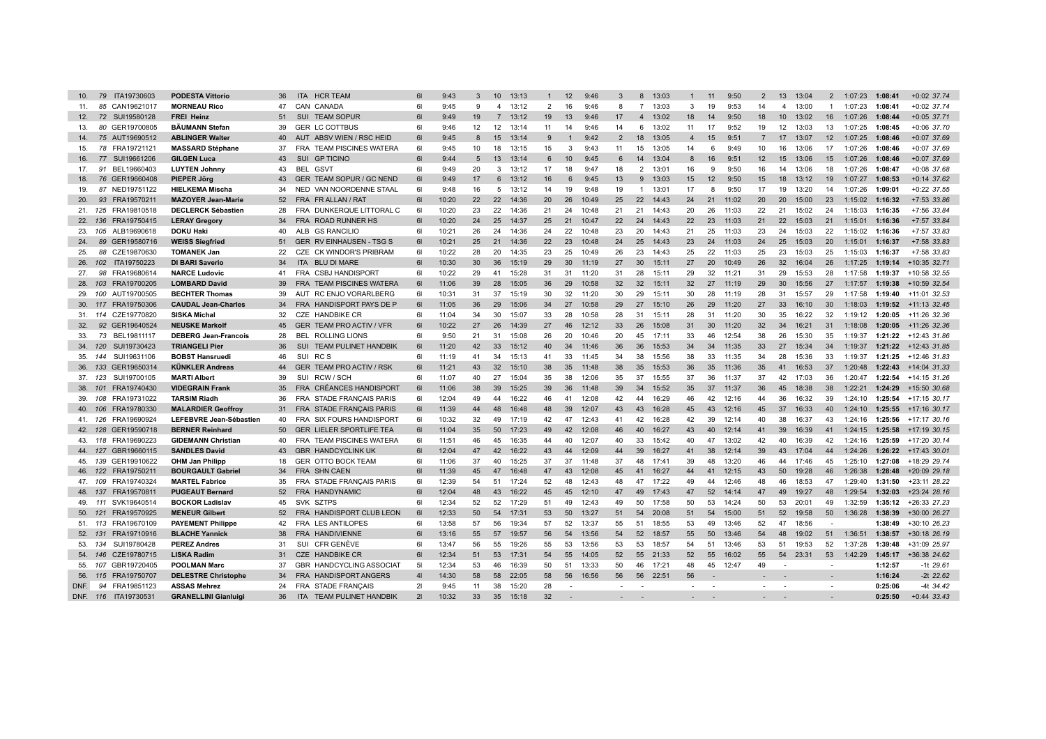| | | | | | | | | | | | | | | | | | | | | | | | | | | | | |
|---|---|---|---|---|---|---|---|---|---|---|---|---|---|---|---|---|---|---|---|---|---|---|---|---|---|---|---|---|
| 10. | 79 | ITA19730603 | **PODESTA Vittorio** | 36 | ITA | HCR TEAM | 6l | 9:43 | 3 | 10 | 13:13 | 1 | 12 | 9:46 | 3 | 8 | 13:03 | 1 | 11 | 9:50 | 2 | 13 | 13:04 | 2 | 1:07:23 | **1:08:41** | +0:02 | *37.74* |
| 11. | 85 | CAN19621017 | **MORNEAU Rico** | 47 | CAN | CANADA | 6l | 9:45 | 9 | 4 | 13:12 | 2 | 16 | 9:46 | 8 | 7 | 13:03 | 3 | 19 | 9:53 | 14 | 4 | 13:00 | 1 | 1:07:23 | **1:08:41** | +0:02 | *37.74* |
| 12. | 72 | SUI19580128 | **FREI Heinz** | 51 | SUI | TEAM SOPUR | 6l | 9:49 | 19 | 7 | 13:12 | 19 | 13 | 9:46 | 17 | 4 | 13:02 | 18 | 14 | 9:50 | 18 | 10 | 13:02 | 16 | 1:07:26 | **1:08:44** | +0:05 | *37.71* |
| 13. | 80 | GER19700805 | **BÄUMANN Stefan** | 39 | GER | LC COTTBUS | 6l | 9:46 | 12 | 12 | 13:14 | 11 | 14 | 9:46 | 14 | 6 | 13:02 | 11 | 17 | 9:52 | 19 | 12 | 13:03 | 13 | 1:07:25 | **1:08:45** | +0:06 | *37.70* |
| 14. | 75 | AUT19690512 | **ABLINGER Walter** | 40 | AUT | ABSV WIEN / RSC HEID | 6l | 9:45 | 8 | 15 | 13:14 | 9 | 1 | 9:42 | 2 | 18 | 13:05 | 4 | 15 | 9:51 | 7 | 17 | 13:07 | 12 | 1:07:25 | **1:08:46** | +0:07 | *37.69* |
| 15. | 78 | FRA19721121 | **MASSARD Stéphane** | 37 | FRA | TEAM PISCINES WATERA | 6l | 9:45 | 10 | 18 | 13:15 | 15 | 3 | 9:43 | 11 | 15 | 13:05 | 14 | 6 | 9:49 | 10 | 16 | 13:06 | 17 | 1:07:26 | **1:08:46** | +0:07 | *37.69* |
| 16. | 77 | SUI19661206 | **GILGEN Luca** | 43 | SUI | GP TICINO | 6l | 9:44 | 5 | 13 | 13:14 | 6 | 10 | 9:45 | 6 | 14 | 13:04 | 8 | 16 | 9:51 | 12 | 15 | 13:06 | 15 | 1:07:26 | **1:08:46** | +0:07 | *37.69* |
| 17. | 91 | BEL19660403 | **LUYTEN Johnny** | 43 | BEL | GSVT | 6l | 9:49 | 20 | 3 | 13:12 | 17 | 18 | 9:47 | 18 | 2 | 13:01 | 16 | 9 | 9:50 | 16 | 14 | 13:06 | 18 | 1:07:26 | **1:08:47** | +0:08 | *37.68* |
| 18. | 76 | GER19660408 | **PIEPER Jörg** | 43 | GER | TEAM SOPUR / GC NEND | 6l | 9:49 | 17 | 6 | 13:12 | 16 | 6 | 9:45 | 13 | 9 | 13:03 | 15 | 12 | 9:50 | 15 | 18 | 13:12 | 19 | 1:07:27 | **1:08:53** | +0:14 | *37.62* |
| 19. | 87 | NED19751122 | **HIELKEMA Mischa** | 34 | NED | VAN NOORDENNE STAAL | 6l | 9:48 | 16 | 5 | 13:12 | 14 | 19 | 9:48 | 19 | 1 | 13:01 | 17 | 8 | 9:50 | 17 | 19 | 13:20 | 14 | 1:07:26 | **1:09:01** | +0:22 | *37.55* |
| 20. | 93 | FRA19570211 | **MAZOYER Jean-Marie** | 52 | FRA | FR ALLAN / RAT | 6l | 10:20 | 22 | 22 | 14:36 | 20 | 26 | 10:49 | 25 | 22 | 14:43 | 24 | 21 | 11:02 | 20 | 20 | 15:00 | 23 | 1:15:02 | **1:16:32** | +7:53 | *33.86* |
| 21. | 125 | FRA19810518 | **DECLERCK Sébastien** | 28 | FRA | DUNKERQUE LITTORAL C | 6l | 10:20 | 23 | 22 | 14:36 | 21 | 24 | 10:48 | 21 | 21 | 14:43 | 20 | 26 | 11:03 | 22 | 21 | 15:02 | 24 | 1:15:03 | **1:16:35** | +7:56 | *33.84* |
| 22. | 136 | FRA19750415 | **LEFAY Gregory** | 34 | FRA | ROAD RUNNER HS | 6l | 10:20 | 24 | 25 | 14:37 | 25 | 21 | 10:47 | 22 | 24 | 14:43 | 22 | 23 | 11:03 | 21 | 22 | 15:03 | 21 | 1:15:01 | **1:16:36** | +7:57 | *33.84* |
| 23. | 105 | ALB19690618 | **DOKU Haki** | 40 | ALB | GS RANCILIO | 6l | 10:21 | 26 | 24 | 14:36 | 24 | 22 | 10:48 | 23 | 20 | 14:43 | 21 | 25 | 11:03 | 23 | 24 | 15:03 | 22 | 1:15:02 | **1:16:36** | +7:57 | *33.83* |
| 24. | 89 | GER19580716 | **WEISS Siegfried** | 51 | GER | RV EINHAUSEN - TSG S | 6l | 10:21 | 25 | 21 | 14:36 | 22 | 23 | 10:48 | 24 | 25 | 14:43 | 23 | 24 | 11:03 | 24 | 25 | 15:03 | 20 | 1:15:01 | **1:16:37** | +7:58 | *33.83* |
| 25. | 88 | CZE19870630 | **TOMANEK Jan** | 22 | CZE | CK WINDOR'S PRIBRAM | 6l | 10:22 | 28 | 20 | 14:35 | 23 | 25 | 10:49 | 26 | 23 | 14:43 | 25 | 22 | 11:03 | 25 | 23 | 15:03 | 25 | 1:15:03 | **1:16:37** | +7:58 | *33.83* |
| 26. | 102 | ITA19750223 | **DI BARI Saverio** | 34 | ITA | BLU DI MARE | 6l | 10:30 | 30 | 36 | 15:19 | 29 | 30 | 11:19 | 27 | 30 | 15:11 | 27 | 20 | 10:49 | 26 | 32 | 16:04 | 26 | 1:17:25 | **1:19:14** | +10:35 | *32.71* |
| 27. | 98 | FRA19680614 | **NARCE Ludovic** | 41 | FRA | CSBJ HANDISPORT | 6l | 10:22 | 29 | 41 | 15:28 | 31 | 31 | 11:20 | 31 | 28 | 15:11 | 29 | 32 | 11:21 | 31 | 29 | 15:53 | 28 | 1:17:58 | **1:19:37** | +10:58 | *32.55* |
| 28. | 103 | FRA19700205 | **LOMBARD David** | 39 | FRA | TEAM PISCINES WATERA | 6l | 11:06 | 39 | 28 | 15:05 | 36 | 29 | 10:58 | 32 | 32 | 15:11 | 32 | 27 | 11:19 | 29 | 30 | 15:56 | 27 | 1:17:57 | **1:19:38** | +10:59 | *32.54* |
| 29. | 100 | AUT19700505 | **BECHTER Thomas** | 39 | AUT | RC ENJO VORARLBERG | 6l | 10:31 | 31 | 37 | 15:19 | 30 | 32 | 11:20 | 30 | 29 | 15:11 | 30 | 28 | 11:19 | 28 | 31 | 15:57 | 29 | 1:17:58 | **1:19:40** | +11:01 | *32.53* |
| 30. | 117 | FRA19750306 | **CAUDAL Jean-Charles** | 34 | FRA | HANDISPORT PAYS DE P | 6l | 11:05 | 36 | 29 | 15:06 | 34 | 27 | 10:58 | 29 | 27 | 15:10 | 26 | 29 | 11:20 | 27 | 33 | 16:10 | 30 | 1:18:03 | **1:19:52** | +11:13 | *32.45* |
| 31. | 114 | CZE19770820 | **SISKA Michal** | 32 | CZE | HANDBIKE CR | 6l | 11:04 | 34 | 30 | 15:07 | 33 | 28 | 10:58 | 28 | 31 | 15:11 | 28 | 31 | 11:20 | 30 | 35 | 16:22 | 32 | 1:19:12 | **1:20:05** | +11:26 | *32.36* |
| 32. | 92 | GER19640524 | **NEUSKE Markolf** | 45 | GER | TEAM PRO ACTIV / VFR | 6l | 10:22 | 27 | 26 | 14:39 | 27 | 46 | 12:12 | 33 | 26 | 15:08 | 31 | 30 | 11:20 | 32 | 34 | 16:21 | 31 | 1:18:08 | **1:20:05** | +11:26 | *32.36* |
| 33. | 73 | BEL19811117 | **DEBERG Jean-Francois** | 28 | BEL | ROLLING LIONS | 6l | 9:50 | 21 | 31 | 15:08 | 26 | 20 | 10:46 | 20 | 45 | 17:11 | 33 | 46 | 12:54 | 38 | 26 | 15:30 | 35 | 1:19:37 | **1:21:22** | +12:43 | *31.86* |
| 34. | 120 | SUI19730423 | **TRIANGELI Pier** | 36 | SUI | TEAM PULINET HANDBIK | 6l | 11:20 | 42 | 33 | 15:12 | 40 | 34 | 11:46 | 36 | 36 | 15:53 | 34 | 34 | 11:35 | 33 | 27 | 15:34 | 34 | 1:19:37 | **1:21:22** | +12:43 | *31.85* |
| 35. | 144 | SUI19631106 | **BOBST Hansruedi** | 46 | SUI | RC S | 6l | 11:19 | 41 | 34 | 15:13 | 41 | 33 | 11:45 | 34 | 38 | 15:56 | 38 | 33 | 11:35 | 34 | 28 | 15:36 | 33 | 1:19:37 | **1:21:25** | +12:46 | *31.83* |
| 36. | 133 | GER19650314 | **KÜNKLER Andreas** | 44 | GER | TEAM PRO ACTIV / RSK | 6l | 11:21 | 43 | 32 | 15:10 | 38 | 35 | 11:48 | 38 | 35 | 15:53 | 36 | 35 | 11:36 | 35 | 41 | 16:53 | 37 | 1:20:48 | **1:22:43** | +14:04 | *31.33* |
| 37. | 123 | SUI19700105 | **MARTI Albert** | 39 | SUI | RCW / SCH | 6l | 11:07 | 40 | 27 | 15:04 | 35 | 38 | 12:06 | 35 | 37 | 15:55 | 37 | 36 | 11:37 | 37 | 42 | 17:03 | 36 | 1:20:47 | **1:22:54** | +14:15 | *31.26* |
| 38. | 101 | FRA19740430 | **VIDEGRAIN Frank** | 35 | FRA | CRÉANCES HANDISPORT | 6l | 11:06 | 38 | 39 | 15:25 | 39 | 36 | 11:48 | 39 | 34 | 15:52 | 35 | 37 | 11:37 | 36 | 45 | 18:38 | 38 | 1:22:21 | **1:24:29** | +15:50 | *30.68* |
| 39. | 108 | FRA19731022 | **TARSIM Riadh** | 36 | FRA | STADE FRANÇAIS PARIS | 6l | 12:04 | 49 | 44 | 16:22 | 46 | 41 | 12:08 | 42 | 44 | 16:29 | 46 | 42 | 12:16 | 44 | 36 | 16:32 | 39 | 1:24:10 | **1:25:54** | +17:15 | *30.17* |
| 40. | 106 | FRA19780330 | **MALARDIER Geoffroy** | 31 | FRA | STADE FRANÇAIS PARIS | 6l | 11:39 | 44 | 48 | 16:48 | 48 | 39 | 12:07 | 43 | 43 | 16:28 | 45 | 43 | 12:16 | 45 | 37 | 16:33 | 40 | 1:24:10 | **1:25:55** | +17:16 | *30.17* |
| 41. | 126 | FRA19690924 | **LEFEBVRE Jean-Sébastien** | 40 | FRA | SIX FOURS HANDISPORT | 6l | 10:32 | 32 | 49 | 17:19 | 42 | 47 | 12:43 | 41 | 42 | 16:28 | 42 | 39 | 12:14 | 40 | 38 | 16:37 | 43 | 1:24:16 | **1:25:56** | +17:17 | *30.16* |
| 42. | 128 | GER19590718 | **BERNER Reinhard** | 50 | GER | LIELER SPORTLIFE TEA | 6l | 11:04 | 35 | 50 | 17:23 | 49 | 42 | 12:08 | 46 | 40 | 16:27 | 43 | 40 | 12:14 | 41 | 39 | 16:39 | 41 | 1:24:15 | **1:25:58** | +17:19 | *30.15* |
| 43. | 118 | FRA19690223 | **GIDEMANN Christian** | 40 | FRA | TEAM PISCINES WATERA | 6l | 11:51 | 46 | 45 | 16:35 | 44 | 40 | 12:07 | 40 | 33 | 15:42 | 40 | 47 | 13:02 | 42 | 40 | 16:39 | 42 | 1:24:16 | **1:25:59** | +17:20 | *30.14* |
| 44. | 127 | GBR19660115 | **SANDLES David** | 43 | GBR | HANDCYCLINK UK | 6l | 12:04 | 47 | 42 | 16:22 | 43 | 44 | 12:09 | 44 | 39 | 16:27 | 41 | 38 | 12:14 | 39 | 43 | 17:04 | 44 | 1:24:26 | **1:26:22** | +17:43 | *30.01* |
| 45. | 139 | GER19910622 | **OHM Jan Philipp** | 18 | GER | OTTO BOCK TEAM | 6l | 11:06 | 37 | 40 | 15:25 | 37 | 37 | 11:48 | 37 | 48 | 17:41 | 39 | 48 | 13:20 | 46 | 44 | 17:46 | 45 | 1:25:10 | **1:27:08** | +18:29 | *29.74* |
| 46. | 122 | FRA19750211 | **BOURGAULT Gabriel** | 34 | FRA | SHN CAEN | 6l | 11:39 | 45 | 47 | 16:48 | 47 | 43 | 12:08 | 45 | 41 | 16:27 | 44 | 41 | 12:15 | 43 | 50 | 19:28 | 46 | 1:26:38 | **1:28:48** | +20:09 | *29.18* |
| 47. | 109 | FRA19740324 | **MARTEL Fabrice** | 35 | FRA | STADE FRANÇAIS PARIS | 6l | 12:39 | 54 | 51 | 17:24 | 52 | 48 | 12:43 | 48 | 47 | 17:22 | 49 | 44 | 12:46 | 48 | 46 | 18:53 | 47 | 1:29:40 | **1:31:50** | +23:11 | *28.22* |
| 48. | 137 | FRA19570811 | **PUGEAUT Bernard** | 52 | FRA | HANDYNAMIC | 6l | 12:04 | 48 | 43 | 16:22 | 45 | 45 | 12:10 | 47 | 49 | 17:43 | 47 | 52 | 14:14 | 47 | 49 | 19:27 | 48 | 1:29:54 | **1:32:03** | +23:24 | *28.16* |
| 49. | 111 | SVK19640514 | **BOCKOR Ladislav** | 45 | SVK | SZTPS | 6l | 12:34 | 52 | 52 | 17:29 | 51 | 49 | 12:43 | 49 | 50 | 17:58 | 50 | 53 | 14:24 | 50 | 53 | 20:01 | 49 | 1:32:59 | **1:35:12** | +26:33 | *27.23* |
| 50. | 121 | FRA19570925 | **MENEUR Gilbert** | 52 | FRA | HANDISPORT CLUB LEON | 6l | 12:33 | 50 | 54 | 17:31 | 53 | 50 | 13:27 | 51 | 54 | 20:08 | 51 | 54 | 15:00 | 51 | 52 | 19:58 | 50 | 1:36:28 | **1:38:39** | +30:00 | *26.27* |
| 51. | 113 | FRA19670109 | **PAYEMENT Philippe** | 42 | FRA | LES ANTILOPES | 6l | 13:58 | 57 | 56 | 19:34 | 57 | 52 | 13:37 | 55 | 51 | 18:55 | 53 | 49 | 13:46 | 52 | 47 | 18:56 | - | | **1:38:49** | +30:10 | *26.23* |
| 52. | 131 | FRA19710916 | **BLACHE Yannick** | 38 | FRA | HANDIVIENNE | 6l | 13:16 | 55 | 57 | 19:57 | 56 | 54 | 13:56 | 54 | 52 | 18:57 | 55 | 50 | 13:46 | 54 | 48 | 19:02 | 51 | 1:36:51 | **1:38:57** | +30:18 | *26.19* |
| 53. | 134 | SUI19780428 | **PEREZ Andres** | 31 | SUI | CFR GENÈVE | 6l | 13:47 | 56 | 55 | 19:26 | 55 | 53 | 13:56 | 53 | 53 | 18:57 | 54 | 51 | 13:46 | 53 | 51 | 19:53 | 52 | 1:37:28 | **1:39:48** | +31:09 | *25.97* |
| 54. | 146 | CZE19780715 | **LISKA Radim** | 31 | CZE | HANDBIKE CR | 6l | 12:34 | 51 | 53 | 17:31 | 54 | 55 | 14:05 | 52 | 55 | 21:33 | 52 | 55 | 16:02 | 55 | 54 | 23:31 | 53 | 1:42:29 | **1:45:17** | +36:38 | *24.62* |
| 55. | 107 | GBR19720405 | **POOLMAN Marc** | 37 | GBR | HANDCYCLING ASSOCIAT | 5l | 12:34 | 53 | 46 | 16:39 | 50 | 51 | 13:33 | 50 | 46 | 17:21 | 48 | 45 | 12:47 | 49 | - | | - | | **1:12:57** | -1t | *29.61* |
| 56. | 115 | FRA19750707 | **DELESTRE Christophe** | 34 | FRA | HANDISPORT ANGERS | 4l | 14:30 | 58 | 58 | 22:05 | 58 | 56 | 16:56 | 56 | 56 | 22:51 | 56 | - | | - | - | | - | | **1:16:24** | -2t | *22.62* |
| DNF. | 94 | FRA19851123 | **ASSAS Mehrez** | 24 | FRA | STADE FRANÇAIS | 2l | 9:45 | 11 | 38 | 15:20 | 28 | - | | - | - | | - | - | | - | - | | - | | **0:25:06** | -4t | *34.42* |
| DNF. | 116 | ITA19730531 | **GRANELLINI Gianluigi** | 36 | ITA | TEAM PULINET HANDBIK | 2l | 10:32 | 33 | 35 | 15:18 | 32 | - | | - | - | | - | - | | - | - | | - | | **0:25:50** | +0:44 | *33.43* |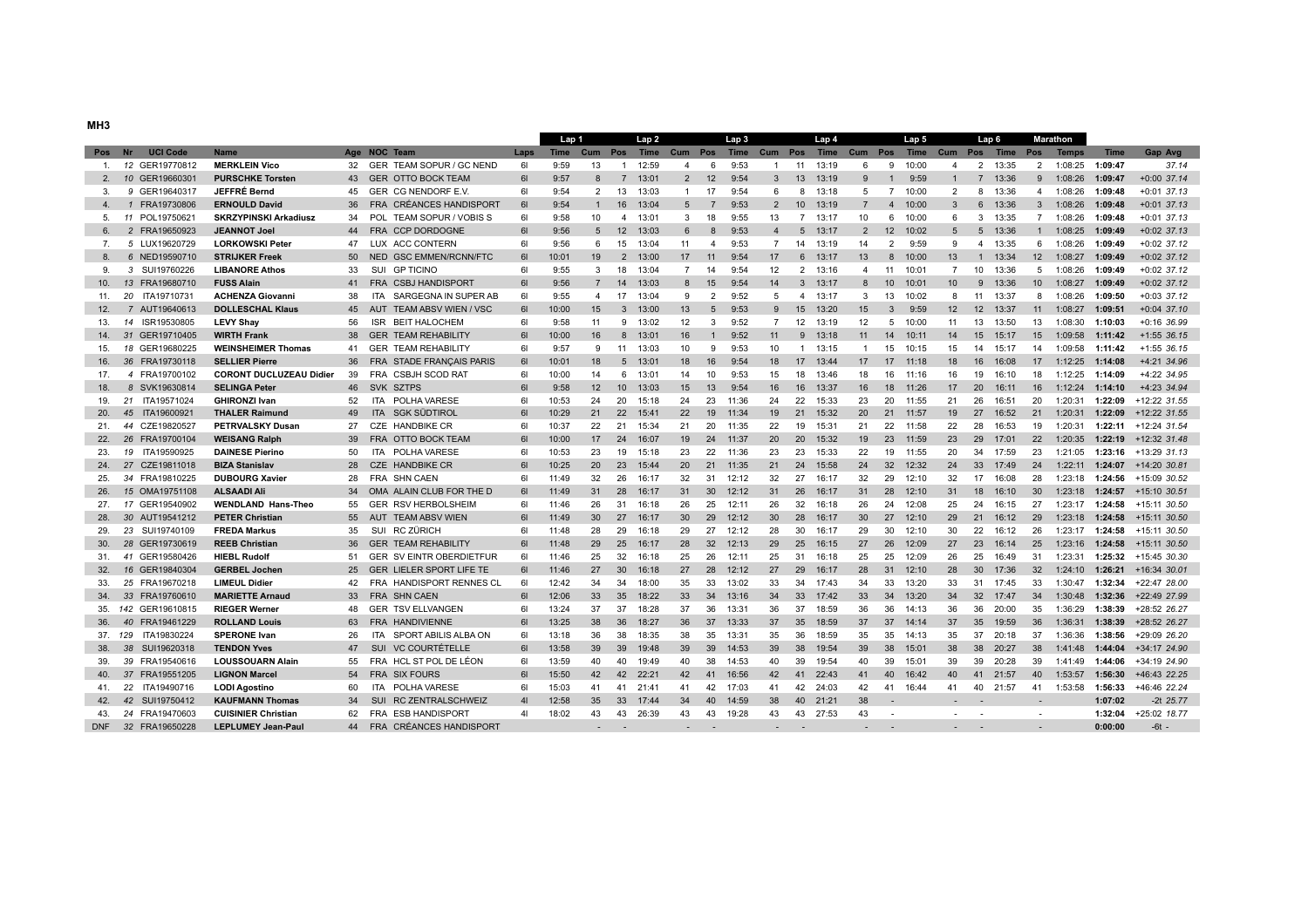### MH3

| Pos | Nr | UCI Code | Name | Age | NOC | Team | Laps | Lap 1 Time | Lap 1 Cum | Lap 1 Pos | Lap 2 Time | Lap 2 Cum | Lap 2 Pos | Lap 3 Time | Lap 3 Cum | Lap 3 Pos | Lap 4 Time | Lap 4 Cum | Lap 4 Pos | Lap 5 Time | Lap 5 Cum | Lap 5 Pos | Lap 6 Time | Lap 6 Pos | Marathon Temps | Time | Gap | Avg |
|---|---|---|---|---|---|---|---|---|---|---|---|---|---|---|---|---|---|---|---|---|---|---|---|---|---|---|---|---|
| 1. | 12 | GER19770812 | **MERKLEIN Vico** | 32 | GER | TEAM SOPUR / GC NEND | 6l | 9:59 | 13 | 1 | 12:59 | 4 | 6 | 9:53 | 1 | 11 | 13:19 | 6 | 9 | 10:00 | 4 | 2 | 13:35 | 2 | 1:08:25 | **1:09:47** | | 37.14 |
| 2. | 10 | GER19660301 | **PURSCHKE Torsten** | 43 | GER | OTTO BOCK TEAM | 6l | 9:57 | 8 | 7 | 13:01 | 2 | 12 | 9:54 | 3 | 13 | 13:19 | 9 | 1 | 9:59 | 1 | 7 | 13:36 | 9 | 1:08:26 | **1:09:47** | +0:00 | 37.14 |
| 3. | 9 | GER19640317 | **JEFFRÉ Bernd** | 45 | GER | CG NENDORF E.V. | 6l | 9:54 | 2 | 13 | 13:03 | 1 | 17 | 9:54 | 6 | 8 | 13:18 | 5 | 7 | 10:00 | 2 | 8 | 13:36 | 4 | 1:08:26 | **1:09:48** | +0:01 | 37.13 |
| 4. | 1 | FRA19730806 | **ERNOULD David** | 36 | FRA | CRÉANCES HANDISPORT | 6l | 9:54 | 1 | 16 | 13:04 | 5 | 7 | 9:53 | 2 | 10 | 13:19 | 7 | 4 | 10:00 | 3 | 6 | 13:36 | 3 | 1:08:26 | **1:09:48** | +0:01 | 37.13 |
| 5. | 11 | POL19750621 | **SKRZYPINSKI Arkadiusz** | 34 | POL | TEAM SOPUR / VOBIS S | 6l | 9:58 | 10 | 4 | 13:01 | 3 | 18 | 9:55 | 13 | 7 | 13:17 | 10 | 6 | 10:00 | 6 | 3 | 13:35 | 7 | 1:08:26 | **1:09:48** | +0:01 | 37.13 |
| 6. | 2 | FRA19650923 | **JEANNOT Joel** | 44 | FRA | CCP DORDOGNE | 6l | 9:56 | 5 | 12 | 13:03 | 6 | 8 | 9:53 | 4 | 5 | 13:17 | 2 | 12 | 10:02 | 5 | 5 | 13:36 | 1 | 1:08:25 | **1:09:49** | +0:02 | 37.13 |
| 7. | 5 | LUX19620729 | **LORKOWSKI Peter** | 47 | LUX | ACC CONTERN | 6l | 9:56 | 6 | 15 | 13:04 | 11 | 4 | 9:53 | 7 | 14 | 13:19 | 14 | 2 | 9:59 | 9 | 4 | 13:35 | 6 | 1:08:26 | **1:09:49** | +0:02 | 37.12 |
| 8. | 6 | NED19590710 | **STRIJKER Freek** | 50 | NED | GSC EMMEN/RCNN/FTC | 6l | 10:01 | 19 | 2 | 13:00 | 17 | 11 | 9:54 | 17 | 6 | 13:17 | 13 | 8 | 10:00 | 13 | 1 | 13:34 | 12 | 1:08:27 | **1:09:49** | +0:02 | 37.12 |
| 9. | 3 | SUI19760226 | **LIBANORE Athos** | 33 | SUI | GP TICINO | 6l | 9:55 | 3 | 18 | 13:04 | 7 | 14 | 9:54 | 12 | 2 | 13:16 | 4 | 11 | 10:01 | 7 | 10 | 13:36 | 5 | 1:08:26 | **1:09:49** | +0:02 | 37.12 |
| 10. | 13 | FRA19680710 | **FUSS Alain** | 41 | FRA | CSBJ HANDISPORT | 6l | 9:56 | 7 | 14 | 13:03 | 8 | 15 | 9:54 | 14 | 3 | 13:17 | 8 | 10 | 10:01 | 10 | 9 | 13:36 | 10 | 1:08:27 | **1:09:49** | +0:02 | 37.12 |
| 11. | 20 | ITA19710731 | **ACHENZA Giovanni** | 38 | ITA | SARGEGNA IN SUPER AB | 6l | 9:55 | 4 | 17 | 13:04 | 9 | 2 | 9:52 | 5 | 4 | 13:17 | 3 | 13 | 10:02 | 8 | 11 | 13:37 | 8 | 1:08:26 | **1:09:50** | +0:03 | 37.12 |
| 12. | 7 | AUT19640613 | **DOLLESCHAL Klaus** | 45 | AUT | TEAM ABSV WIEN / VSC | 6l | 10:00 | 15 | 3 | 13:00 | 13 | 5 | 9:53 | 9 | 15 | 13:20 | 15 | 3 | 9:59 | 12 | 12 | 13:37 | 11 | 1:08:27 | **1:09:51** | +0:04 | 37.10 |
| 13. | 14 | ISR19530805 | **LEVY Shay** | 56 | ISR | BEIT HALOCHEM | 6l | 9:58 | 11 | 9 | 13:02 | 12 | 3 | 9:52 | 7 | 12 | 13:19 | 12 | 5 | 10:00 | 11 | 13 | 13:50 | 13 | 1:08:30 | **1:10:03** | +0:16 | 36.99 |
| 14. | 31 | GER19710405 | **WIRTH Frank** | 38 | GER | TEAM REHABILITY | 6l | 10:00 | 16 | 8 | 13:01 | 16 | 1 | 9:52 | 11 | 9 | 13:18 | 11 | 14 | 10:11 | 14 | 15 | 15:17 | 15 | 1:09:58 | **1:11:42** | +1:55 | 36.15 |
| 15. | 18 | GER19680225 | **WEINSHEIMER Thomas** | 41 | GER | TEAM REHABILITY | 6l | 9:57 | 9 | 11 | 13:03 | 10 | 9 | 9:53 | 10 | 1 | 13:15 | 1 | 15 | 10:15 | 15 | 14 | 15:17 | 14 | 1:09:58 | **1:11:42** | +1:55 | 36.15 |
| 16. | 36 | FRA19730118 | **SELLIER Pierre** | 36 | FRA | STADE FRANÇAIS PARIS | 6l | 10:01 | 18 | 5 | 13:01 | 18 | 16 | 9:54 | 18 | 17 | 13:44 | 17 | 17 | 11:18 | 18 | 16 | 16:08 | 17 | 1:12:25 | **1:14:08** | +4:21 | 34.96 |
| 17. | 4 | FRA19700102 | **CORONT DUCLUZEAU Didier** | 39 | FRA | CSBJH SCOD RAT | 6l | 10:00 | 14 | 6 | 13:01 | 14 | 10 | 9:53 | 15 | 18 | 13:46 | 18 | 16 | 11:16 | 16 | 19 | 16:10 | 18 | 1:12:25 | **1:14:09** | +4:22 | 34.95 |
| 18. | 8 | SVK19630814 | **SELINGA Peter** | 46 | SVK | SZTPS | 6l | 9:58 | 12 | 10 | 13:03 | 15 | 13 | 9:54 | 16 | 16 | 13:37 | 16 | 18 | 11:26 | 17 | 20 | 16:11 | 16 | 1:12:24 | **1:14:10** | +4:23 | 34.94 |
| 19. | 21 | ITA19571024 | **GHIRONZI Ivan** | 52 | ITA | POLHA VARESE | 6l | 10:53 | 24 | 20 | 15:18 | 24 | 23 | 11:36 | 24 | 22 | 15:33 | 23 | 20 | 11:55 | 21 | 26 | 16:51 | 20 | 1:20:31 | **1:22:09** | +12:22 | 31.55 |
| 20. | 45 | ITA19600921 | **THALER Raimund** | 49 | ITA | SGK SÜDTIROL | 6l | 10:29 | 21 | 22 | 15:41 | 22 | 19 | 11:34 | 19 | 21 | 15:32 | 20 | 21 | 11:57 | 19 | 27 | 16:52 | 21 | 1:20:31 | **1:22:09** | +12:22 | 31.55 |
| 21. | 44 | CZE19820527 | **PETRVALSKY Dusan** | 27 | CZE | HANDBIKE CR | 6l | 10:37 | 22 | 21 | 15:34 | 21 | 20 | 11:35 | 22 | 19 | 15:31 | 21 | 22 | 11:58 | 22 | 28 | 16:53 | 19 | 1:20:31 | **1:22:11** | +12:24 | 31.54 |
| 22. | 26 | FRA19700104 | **WEISANG Ralph** | 39 | FRA | OTTO BOCK TEAM | 6l | 10:00 | 17 | 24 | 16:07 | 19 | 24 | 11:37 | 20 | 20 | 15:32 | 19 | 23 | 11:59 | 23 | 29 | 17:01 | 22 | 1:20:35 | **1:22:19** | +12:32 | 31.48 |
| 23. | 19 | ITA19590925 | **DAINESE Pierino** | 50 | ITA | POLHA VARESE | 6l | 10:53 | 23 | 19 | 15:18 | 23 | 22 | 11:36 | 23 | 23 | 15:33 | 22 | 19 | 11:55 | 20 | 34 | 17:59 | 23 | 1:21:05 | **1:23:16** | +13:29 | 31.13 |
| 24. | 27 | CZE19811018 | **BIZA Stanislav** | 28 | CZE | HANDBIKE CR | 6l | 10:25 | 20 | 23 | 15:44 | 20 | 21 | 11:35 | 21 | 24 | 15:58 | 24 | 32 | 12:32 | 24 | 33 | 17:49 | 24 | 1:22:11 | **1:24:07** | +14:20 | 30.81 |
| 25. | 34 | FRA19810225 | **DUBOURG Xavier** | 28 | FRA | SHN CAEN | 6l | 11:49 | 32 | 26 | 16:17 | 32 | 31 | 12:12 | 32 | 27 | 16:17 | 32 | 29 | 12:10 | 32 | 17 | 16:08 | 28 | 1:23:18 | **1:24:56** | +15:09 | 30.52 |
| 26. | 15 | OMA19751108 | **ALSAADI Ali** | 34 | OMA | ALAIN CLUB FOR THE D | 6l | 11:49 | 31 | 28 | 16:17 | 31 | 30 | 12:12 | 31 | 26 | 16:17 | 31 | 28 | 12:10 | 31 | 18 | 16:10 | 30 | 1:23:18 | **1:24:57** | +15:10 | 30.51 |
| 27. | 17 | GER19540902 | **WENDLAND Hans-Theo** | 55 | GER | RSV HERBOLSHEIM | 6l | 11:46 | 26 | 31 | 16:18 | 26 | 25 | 12:11 | 26 | 32 | 16:18 | 26 | 24 | 12:08 | 25 | 24 | 16:15 | 27 | 1:23:17 | **1:24:58** | +15:11 | 30.50 |
| 28. | 30 | AUT19541212 | **PETER Christian** | 55 | AUT | TEAM ABSV WIEN | 6l | 11:49 | 30 | 27 | 16:17 | 30 | 29 | 12:12 | 30 | 28 | 16:17 | 30 | 27 | 12:10 | 29 | 21 | 16:12 | 29 | 1:23:18 | **1:24:58** | +15:11 | 30.50 |
| 29. | 23 | SUI19740109 | **FREDA Markus** | 35 | SUI | RC ZÜRICH | 6l | 11:48 | 28 | 29 | 16:18 | 29 | 27 | 12:12 | 28 | 30 | 16:17 | 29 | 30 | 12:10 | 30 | 22 | 16:12 | 26 | 1:23:17 | **1:24:58** | +15:11 | 30.50 |
| 30. | 28 | GER19730619 | **REEB Christian** | 36 | GER | TEAM REHABILITY | 6l | 11:48 | 29 | 25 | 16:17 | 28 | 32 | 12:13 | 29 | 25 | 16:15 | 27 | 26 | 12:09 | 27 | 23 | 16:14 | 25 | 1:23:16 | **1:24:58** | +15:11 | 30.50 |
| 31. | 41 | GER19580426 | **HIEBL Rudolf** | 51 | GER | SV EINTR OBERDIETFUR | 6l | 11:46 | 25 | 32 | 16:18 | 25 | 26 | 12:11 | 25 | 31 | 16:18 | 25 | 25 | 12:09 | 26 | 25 | 16:49 | 31 | 1:23:31 | **1:25:32** | +15:45 | 30.30 |
| 32. | 16 | GER19840304 | **GERBEL Jochen** | 25 | GER | LIELER SPORT LIFE TE | 6l | 11:46 | 27 | 30 | 16:18 | 27 | 28 | 12:12 | 27 | 29 | 16:17 | 28 | 31 | 12:10 | 28 | 30 | 17:36 | 32 | 1:24:10 | **1:26:21** | +16:34 | 30.01 |
| 33. | 25 | FRA19670218 | **LIMEUL Didier** | 42 | FRA | HANDISPORT RENNES CL | 6l | 12:42 | 34 | 34 | 18:00 | 35 | 33 | 13:02 | 33 | 34 | 17:43 | 34 | 33 | 13:20 | 33 | 31 | 17:45 | 33 | 1:30:47 | **1:32:34** | +22:47 | 28.00 |
| 34. | 33 | FRA19760610 | **MARIETTE Arnaud** | 33 | FRA | SHN CAEN | 6l | 12:06 | 33 | 35 | 18:22 | 33 | 34 | 13:16 | 34 | 33 | 17:42 | 33 | 34 | 13:20 | 34 | 32 | 17:47 | 34 | 1:30:48 | **1:32:36** | +22:49 | 27.99 |
| 35. | 142 | GER19610815 | **RIEGER Werner** | 48 | GER | TSV ELLVANGEN | 6l | 13:24 | 37 | 37 | 18:28 | 37 | 36 | 13:31 | 36 | 37 | 18:59 | 36 | 36 | 14:13 | 36 | 36 | 20:00 | 35 | 1:36:29 | **1:38:39** | +28:52 | 26.27 |
| 36. | 40 | FRA19461229 | **ROLLAND Louis** | 63 | FRA | HANDIVIENNE | 6l | 13:25 | 38 | 36 | 18:27 | 36 | 37 | 13:33 | 37 | 35 | 18:59 | 37 | 37 | 14:14 | 37 | 35 | 19:59 | 36 | 1:36:31 | **1:38:39** | +28:52 | 26.27 |
| 37. | 129 | ITA19830224 | **SPERONE Ivan** | 26 | ITA | SPORT ABILIS ALBA ON | 6l | 13:18 | 36 | 38 | 18:35 | 38 | 35 | 13:31 | 35 | 36 | 18:59 | 35 | 35 | 14:13 | 35 | 37 | 20:18 | 37 | 1:36:36 | **1:38:56** | +29:09 | 26.20 |
| 38. | 38 | SUI19620318 | **TENDON Yves** | 47 | SUI | VC COURTÉTELLE | 6l | 13:58 | 39 | 39 | 19:48 | 39 | 39 | 14:53 | 39 | 38 | 19:54 | 39 | 38 | 15:01 | 38 | 38 | 20:27 | 38 | 1:41:48 | **1:44:04** | +34:17 | 24.90 |
| 39. | 39 | FRA19540616 | **LOUSSOUARN Alain** | 55 | FRA | HCL ST POL DE LÉON | 6l | 13:59 | 40 | 40 | 19:49 | 40 | 38 | 14:53 | 40 | 39 | 19:54 | 40 | 39 | 15:01 | 39 | 39 | 20:28 | 39 | 1:41:49 | **1:44:06** | +34:19 | 24.90 |
| 40. | 37 | FRA19551205 | **LIGNON Marcel** | 54 | FRA | SIX FOURS | 6l | 15:50 | 42 | 42 | 22:21 | 42 | 41 | 16:56 | 42 | 41 | 22:43 | 41 | 40 | 16:42 | 40 | 41 | 21:57 | 40 | 1:53:57 | **1:56:30** | +46:43 | 22.25 |
| 41. | 22 | ITA19490716 | **LODI Agostino** | 60 | ITA | POLHA VARESE | 6l | 15:03 | 41 | 41 | 21:41 | 41 | 42 | 17:03 | 41 | 42 | 24:03 | 42 | 41 | 16:44 | 41 | 40 | 21:57 | 41 | 1:53:58 | **1:56:33** | +46:46 | 22.24 |
| 42. | 42 | SUI19750412 | **KAUFMANN Thomas** | 34 | SUI | RC ZENTRALSCHWEIZ | 4l | 12:58 | 35 | 33 | 17:44 | 34 | 40 | 14:59 | 38 | 40 | 21:21 | 38 | - | | - | - | | - | | **1:07:02** | -2t | 25.77 |
| 43. | 24 | FRA19470603 | **CUISINIER Christian** | 62 | FRA | ESB HANDISPORT | 4l | 18:02 | 43 | 43 | 26:39 | 43 | 43 | 19:28 | 43 | 43 | 27:53 | 43 | - | | - | - | | - | | **1:32:04** | +25:02 | 18.77 |
| DNF | 32 | FRA19650228 | **LEPLUMEY Jean-Paul** | 44 | FRA | CRÉANCES HANDISPORT | | | - | - | | - | - | | - | - | | - | - | | - | - | | - | | **0:00:00** | -6t | - |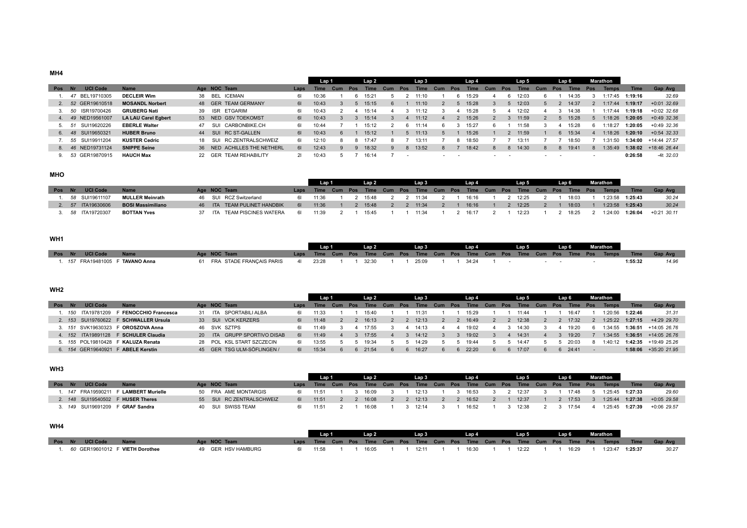## MH4

| Pos | Nr | UCI Code | Name | Age | NOC | Team | Laps | Lap 1 Time | Cum | Pos | Lap 2 Time | Cum | Pos | Lap 3 Time | Cum | Pos | Lap 4 Time | Cum | Pos | Lap 5 Time | Cum | Pos | Lap 6 Time | Pos | Marathon Temps | Time | Gap | Avg |
|---|---|---|---|---|---|---|---|---|---|---|---|---|---|---|---|---|---|---|---|---|---|---|---|---|---|---|---|---|
| 1. | 47 | BEL19710305 | **DECLEIR Wim** | 38 | BEL | ICEMAN | 6l | 10:36 | 1 | 6 | 15:21 | 5 | 2 | 11:10 | 1 | 6 | 15:29 | 4 | 6 | 12:03 | 6 | 1 | 14:35 | 3 | 1:17:45 | **1:19:16** | | 32.69 |
| 2. | 52 | GER19610518 | **MOSANDL Norbert** | 48 | GER | TEAM GERMANY | 6l | 10:43 | 3 | 5 | 15:15 | 6 | 1 | 11:10 | 2 | 5 | 15:28 | 3 | 5 | 12:03 | 5 | 2 | 14:37 | 2 | 1:17:44 | **1:19:17** | +0:01 | 32.69 |
| 3. | 50 | ISR19700426 | **GRUBERG Nati** | 39 | ISR | ETGARIM | 6l | 10:43 | 2 | 4 | 15:14 | 4 | 3 | 11:12 | 3 | 4 | 15:28 | 5 | 4 | 12:02 | 4 | 3 | 14:38 | 1 | 1:17:44 | **1:19:18** | +0:02 | 32.68 |
| 4. | 49 | NED19561007 | **LA LAU Carel Egbert** | 53 | NED | GSV TOEKOMST | 6l | 10:43 | 3 | 3 | 15:14 | 3 | 4 | 11:12 | 4 | 2 | 15:26 | 2 | 3 | 11:59 | 2 | 5 | 15:28 | 5 | 1:18:26 | **1:20:05** | +0:49 | 32.36 |
| 5. | 51 | SUI19620226 | **EBERLE Walter** | 47 | SUI | CARBONBIKE.CH | 6l | 10:44 | 7 | 1 | 15:12 | 2 | 6 | 11:14 | 6 | 3 | 15:27 | 6 | 1 | 11:58 | 3 | 4 | 15:28 | 6 | 1:18:27 | **1:20:05** | +0:49 | 32.36 |
| 6. | 48 | SUI19650321 | **HUBER Bruno** | 44 | SUI | RC ST-GALLEN | 6l | 10:43 | 6 | 1 | 15:12 | 1 | 5 | 11:13 | 5 | 1 | 15:26 | 1 | 2 | 11:59 | 1 | 6 | 15:34 | 4 | 1:18:26 | **1:20:10** | +0:54 | 32.33 |
| 7. | 55 | SUI19911204 | **KUSTER Cedric** | 18 | SUI | RC ZENTRALSCHWEIZ | 6l | 12:10 | 8 | 8 | 17:47 | 8 | 7 | 13:11 | 7 | 8 | 18:50 | 7 | 7 | 13:11 | 7 | 7 | 18:50 | 7 | 1:31:50 | **1:34:00** | +14:44 | 27.57 |
| 8. | 46 | NED19731124 | **SNIPPE Seine** | 36 | NED | ACHILLES THE NETHERL | 6l | 12:43 | 9 | 9 | 18:32 | 9 | 8 | 13:52 | 8 | 7 | 18:42 | 8 | 8 | 14:30 | 8 | 8 | 19:41 | 8 | 1:35:49 | **1:38:02** | +18:46 | 26.44 |
| 9. | 53 | GER19870915 | **HAUCH Max** | 22 | GER | TEAM REHABILITY | 2l | 10:43 | 5 | 7 | 16:14 | 7 | - | | - | - | | - | - | | - | - | | - | | **0:26:58** | -4t | 32.03 |

## MHO

| Pos | Nr | UCI Code | Name | Age | NOC | Team | Laps | Lap 1 Time | Cum | Pos | Lap 2 Time | Cum | Pos | Lap 3 Time | Cum | Pos | Lap 4 Time | Cum | Pos | Lap 5 Time | Cum | Pos | Lap 6 Time | Pos | Marathon Temps | Time | Gap | Avg |
|---|---|---|---|---|---|---|---|---|---|---|---|---|---|---|---|---|---|---|---|---|---|---|---|---|---|---|---|---|
| 1. | 58 | SUI19611107 | **MULLER Meinrath** | 46 | SUI | RCZ Switzerland | 6l | 11:36 | 1 | 2 | 15:48 | 2 | 2 | 11:34 | 2 | 1 | 16:16 | 1 | 2 | 12:25 | 2 | 1 | 18:03 | 1 | 1:23:58 | **1:25:43** | | 30.24 |
| 2. | 57 | ITA19630606 | **BOSI Massimiliano** | 46 | ITA | TEAM PULINET HANDBIK | 6l | 11:36 | 1 | 2 | 15:48 | 2 | 2 | 11:34 | 2 | 1 | 16:16 | 1 | 2 | 12:25 | 2 | 1 | 18:03 | 1 | 1:23:58 | **1:25:43** | | 30.24 |
| 3. | 58 | ITA19720307 | **BOTTAN Yves** | 37 | ITA | TEAM PISCINES WATERA | 6l | 11:39 | 2 | 1 | 15:45 | 1 | 1 | 11:34 | 1 | 2 | 16:17 | 2 | 1 | 12:23 | 1 | 2 | 18:25 | 2 | 1:24:00 | **1:26:04** | +0:21 | 30.11 |

## WH1

| Pos | Nr | UCI Code | Name | Age | NOC | Team | Laps | Lap 1 Time | Cum | Pos | Lap 2 Time | Cum | Pos | Lap 3 Time | Cum | Pos | Lap 4 Time | Cum | Pos | Lap 5 Time | Cum | Pos | Lap 6 Time | Pos | Marathon Temps | Time | Gap | Avg |
|---|---|---|---|---|---|---|---|---|---|---|---|---|---|---|---|---|---|---|---|---|---|---|---|---|---|---|---|---|
| 1. | 157 | FRA19481005 | F **TAVANO Anna** | 61 | FRA | STADE FRANÇAIS PARIS | 4l | 23:28 | 1 | 1 | 32:30 | 1 | 1 | 25:09 | 1 | 1 | 34:24 | 1 | - | | - | - | | - | | **1:55:32** | | 14.96 |

## WH2

| Pos | Nr | UCI Code | Name | Age | NOC | Team | Laps | Lap 1 Time | Cum | Pos | Lap 2 Time | Cum | Pos | Lap 3 Time | Cum | Pos | Lap 4 Time | Cum | Pos | Lap 5 Time | Cum | Pos | Lap 6 Time | Pos | Marathon Temps | Time | Gap | Avg |
|---|---|---|---|---|---|---|---|---|---|---|---|---|---|---|---|---|---|---|---|---|---|---|---|---|---|---|---|---|
| 1. | 150 | ITA19781209 | F **FENOCCHIO Francesca** | 31 | ITA | SPORTABILI ALBA | 6l | 11:33 | 1 | 1 | 15:40 | 1 | 1 | 11:31 | 1 | 1 | 15:29 | 1 | 1 | 11:44 | 1 | 1 | 16:47 | 1 | 1:20:56 | **1:22:46** | | 31.31 |
| 2. | 153 | SUI19760622 | F **SCHWALLER Ursula** | 33 | SUI | VCK KERZERS | 6l | 11:48 | 2 | 2 | 16:13 | 2 | 2 | 12:13 | 2 | 2 | 16:49 | 2 | 2 | 12:38 | 2 | 2 | 17:32 | 2 | 1:25:22 | **1:27:15** | +4:29 | 29.70 |
| 3. | 151 | SVK19630323 | F **OROSZOVA Anna** | 46 | SVK | SZTPS | 6l | 11:49 | 3 | 4 | 17:55 | 3 | 4 | 14:13 | 4 | 4 | 19:02 | 4 | 3 | 14:30 | 3 | 4 | 19:20 | 6 | 1:34:55 | **1:36:51** | +14:05 | 26.76 |
| 4. | 152 | ITA19891128 | F **SCHULER Claudia** | 20 | ITA | GRUPP SPORTIVO DISAB | 6l | 11:49 | 4 | 3 | 17:55 | 4 | 3 | 14:12 | 3 | 3 | 19:02 | 3 | 4 | 14:31 | 4 | 3 | 19:20 | 7 | 1:34:55 | **1:36:51** | +14:05 | 26.76 |
| 5. | 155 | POL19810428 | F **KALUZA Renata** | 28 | POL | KSL START SZCZECIN | 6l | 13:55 | 5 | 5 | 19:34 | 5 | 5 | 14:29 | 5 | 5 | 19:44 | 5 | 5 | 14:47 | 5 | 5 | 20:03 | 8 | 1:40:12 | **1:42:35** | +19:49 | 25.26 |
| 6. | 154 | GER19640921 | F **ABELE Kerstin** | 45 | GER | TSG ULM-SÖFLINGEN / | 6l | 15:34 | 6 | 6 | 21:54 | 6 | 6 | 16:27 | 6 | 6 | 22:20 | 6 | 6 | 17:07 | 6 | 6 | 24:41 | - | | **1:58:06** | +35:20 | 21.95 |

## WH3

| Pos | Nr | UCI Code | Name | Age | NOC | Team | Laps | Lap 1 Time | Cum | Pos | Lap 2 Time | Cum | Pos | Lap 3 Time | Cum | Pos | Lap 4 Time | Cum | Pos | Lap 5 Time | Cum | Pos | Lap 6 Time | Pos | Marathon Temps | Time | Gap | Avg |
|---|---|---|---|---|---|---|---|---|---|---|---|---|---|---|---|---|---|---|---|---|---|---|---|---|---|---|---|---|
| 1. | 147 | FRA19590211 | F **LAMBERT Murielle** | 50 | FRA | AME MONTARGIS | 6l | 11:51 | 3 | 3 | 16:09 | 3 | 1 | 12:13 | 1 | 3 | 16:53 | 3 | 2 | 12:37 | 3 | 1 | 17:48 | 5 | 1:25:45 | **1:27:33** | | 29.60 |
| 2. | 148 | SUI19540502 | F **HUSER Theres** | 55 | SUI | RC ZENTRALSCHWEIZ | 6l | 11:51 | 2 | 2 | 16:08 | 2 | 2 | 12:13 | 2 | 2 | 16:52 | 2 | 1 | 12:37 | 1 | 2 | 17:53 | 3 | 1:25:44 | **1:27:38** | +0:05 | 29.58 |
| 3. | 149 | SUI19691209 | F **GRAF Sandra** | 40 | SUI | SWISS TEAM | 6l | 11:51 | 2 | 1 | 16:08 | 1 | 3 | 12:14 | 3 | 1 | 16:52 | 1 | 3 | 12:38 | 2 | 3 | 17:54 | 4 | 1:25:45 | **1:27:39** | +0:06 | 29.57 |

## WH4

| Pos | Nr | UCI Code | Name | Age | NOC | Team | Laps | Lap 1 Time | Cum | Pos | Lap 2 Time | Cum | Pos | Lap 3 Time | Cum | Pos | Lap 4 Time | Cum | Pos | Lap 5 Time | Cum | Pos | Lap 6 Time | Pos | Marathon Temps | Time | Gap | Avg |
|---|---|---|---|---|---|---|---|---|---|---|---|---|---|---|---|---|---|---|---|---|---|---|---|---|---|---|---|---|
| 1. | 60 | GER19601012 | F **VIETH Dorothee** | 49 | GER | HSV HAMBURG | 6l | 11:58 | 1 | 1 | 16:05 | 1 | 1 | 12:11 | 1 | 1 | 16:30 | 1 | 1 | 12:22 | 1 | 1 | 16:29 | 1 | 1:23:47 | **1:25:37** | | 30.27 |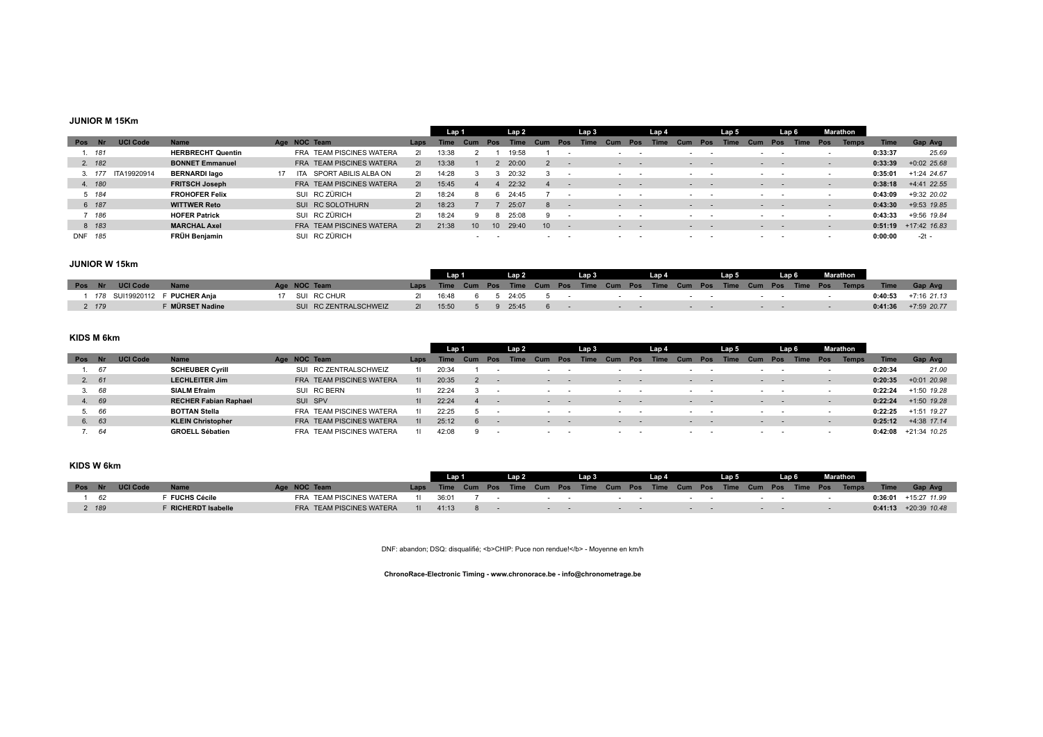### JUNIOR M 15Km

| Pos | Nr | UCI Code | Name | Age | NOC | Team | Laps | Lap 1 Time | Lap 1 Cum | Lap 1 Pos | Lap 2 Time | Lap 2 Cum | Lap 2 Pos | Lap 3 Time | Lap 3 Cum | Lap 3 Pos | Lap 4 Time | Lap 4 Cum | Lap 4 Pos | Lap 5 Time | Lap 5 Cum | Lap 5 Pos | Lap 6 Time | Lap 6 Cum | Lap 6 Pos | Marathon Temps | Time | Gap | Avg |
|---|---|---|---|---|---|---|---|---|---|---|---|---|---|---|---|---|---|---|---|---|---|---|---|---|---|---|---|---|---|
| 1. | 181 | | HERBRECHT Quentin | | FRA | TEAM PISCINES WATERA | 2l | 13:38 | 2 | 1 | 19:58 | 1 | - | | - | - | | - | - | | - | - | | - | - | | 0:33:37 | | 25.69 |
| 2. | 182 | | BONNET Emmanuel | | FRA | TEAM PISCINES WATERA | 2l | 13:38 | 1 | 2 | 20:00 | 2 | - | | - | - | | - | - | | - | - | | - | - | | 0:33:39 | +0:02 | 25.68 |
| 3. | 177 | ITA19920914 | BERNARDI Iago | 17 | ITA | SPORT ABILIS ALBA ON | 2l | 14:28 | 3 | 3 | 20:32 | 3 | - | | - | - | | - | - | | - | - | | - | - | | 0:35:01 | +1:24 | 24.67 |
| 4. | 180 | | FRITSCH Joseph | | FRA | TEAM PISCINES WATERA | 2l | 15:45 | 4 | 4 | 22:32 | 4 | - | | - | - | | - | - | | - | - | | - | - | | 0:38:18 | +4:41 | 22.55 |
| 5 | 184 | | FROHOFER Felix | | SUI | RC ZÜRICH | 2l | 18:24 | 8 | 6 | 24:45 | 7 | - | | - | - | | - | - | | - | - | | - | - | | 0:43:09 | +9:32 | 20.02 |
| 6 | 187 | | WITTWER Reto | | SUI | RC SOLOTHURN | 2l | 18:23 | 7 | 7 | 25:07 | 8 | - | | - | - | | - | - | | - | - | | - | - | | 0:43:30 | +9:53 | 19.85 |
| 7 | 186 | | HOFER Patrick | | SUI | RC ZÜRICH | 2l | 18:24 | 9 | 8 | 25:08 | 9 | - | | - | - | | - | - | | - | - | | - | - | | 0:43:33 | +9:56 | 19.84 |
| 8 | 183 | | MARCHAL Axel | | FRA | TEAM PISCINES WATERA | 2l | 21:38 | 10 | 10 | 29:40 | 10 | - | | - | - | | - | - | | - | - | | - | - | | 0:51:19 | +17:42 | 16.83 |
| DNF | 185 | | FRÜH Benjamin | | SUI | RC ZÜRICH | | | - | - | | - | - | | - | - | | - | - | | - | - | | - | - | | 0:00:00 | -2t | - |

### JUNIOR W 15km

| Pos | Nr | UCI Code | Name | Age | NOC | Team | Laps | Lap 1 Time | Lap 1 Cum | Lap 1 Pos | Lap 2 Time | Lap 2 Cum | Lap 2 Pos | Lap 3 Time | Lap 3 Cum | Lap 3 Pos | Lap 4 Time | Lap 4 Cum | Lap 4 Pos | Lap 5 Time | Lap 5 Cum | Lap 5 Pos | Lap 6 Time | Lap 6 Cum | Lap 6 Pos | Marathon Temps | Time | Gap | Avg |
|---|---|---|---|---|---|---|---|---|---|---|---|---|---|---|---|---|---|---|---|---|---|---|---|---|---|---|---|---|---|
| 1 | 178 | SUI19920112 | F PUCHER Anja | 17 | SUI | RC CHUR | 2l | 16:48 | 6 | 5 | 24:05 | 5 | - | | - | - | | - | - | | - | - | | - | - | | 0:40:53 | +7:16 | 21.13 |
| 2 | 179 | | F MÜRSET Nadine | | SUI | RC ZENTRALSCHWEIZ | 2l | 15:50 | 5 | 9 | 25:45 | 6 | - | | - | - | | - | - | | - | - | | - | - | | 0:41:36 | +7:59 | 20.77 |

### KIDS M 6km

| Pos | Nr | UCI Code | Name | Age | NOC | Team | Laps | Lap 1 Time | Lap 1 Cum | Lap 1 Pos | Lap 2 Time | Lap 2 Cum | Lap 2 Pos | Lap 3 Time | Lap 3 Cum | Lap 3 Pos | Lap 4 Time | Lap 4 Cum | Lap 4 Pos | Lap 5 Time | Lap 5 Cum | Lap 5 Pos | Lap 6 Time | Lap 6 Cum | Lap 6 Pos | Marathon Temps | Time | Gap | Avg |
|---|---|---|---|---|---|---|---|---|---|---|---|---|---|---|---|---|---|---|---|---|---|---|---|---|---|---|---|---|---|
| 1. | 67 | | SCHEUBER Cyrill | | SUI | RC ZENTRALSCHWEIZ | 1l | 20:34 | 1 | - | | - | - | | - | - | | - | - | | - | - | | - | - | | 0:20:34 | | 21.00 |
| 2. | 61 | | LECHLEITER Jim | | FRA | TEAM PISCINES WATERA | 1l | 20:35 | 2 | - | | - | - | | - | - | | - | - | | - | - | | - | - | | 0:20:35 | +0:01 | 20.98 |
| 3. | 68 | | SIALM Efraim | | SUI | RC BERN | 1l | 22:24 | 3 | - | | - | - | | - | - | | - | - | | - | - | | - | - | | 0:22:24 | +1:50 | 19.28 |
| 4. | 69 | | RECHER Fabian Raphael | | SUI | SPV | 1l | 22:24 | 4 | - | | - | - | | - | - | | - | - | | - | - | | - | - | | 0:22:24 | +1:50 | 19.28 |
| 5. | 66 | | BOTTAN Stella | | FRA | TEAM PISCINES WATERA | 1l | 22:25 | 5 | - | | - | - | | - | - | | - | - | | - | - | | - | - | | 0:22:25 | +1:51 | 19.27 |
| 6. | 63 | | KLEIN Christopher | | FRA | TEAM PISCINES WATERA | 1l | 25:12 | 6 | - | | - | - | | - | - | | - | - | | - | - | | - | - | | 0:25:12 | +4:38 | 17.14 |
| 7. | 64 | | GROELL Sébatien | | FRA | TEAM PISCINES WATERA | 1l | 42:08 | 9 | - | | - | - | | - | - | | - | - | | - | - | | - | - | | 0:42:08 | +21:34 | 10.25 |

### KIDS W 6km

| Pos | Nr | UCI Code | Name | Age | NOC | Team | Laps | Lap 1 Time | Lap 1 Cum | Lap 1 Pos | Lap 2 Time | Lap 2 Cum | Lap 2 Pos | Lap 3 Time | Lap 3 Cum | Lap 3 Pos | Lap 4 Time | Lap 4 Cum | Lap 4 Pos | Lap 5 Time | Lap 5 Cum | Lap 5 Pos | Lap 6 Time | Lap 6 Cum | Lap 6 Pos | Marathon Temps | Time | Gap | Avg |
|---|---|---|---|---|---|---|---|---|---|---|---|---|---|---|---|---|---|---|---|---|---|---|---|---|---|---|---|---|---|
| 1 | 62 | | F FUCHS Cécile | | FRA | TEAM PISCINES WATERA | 1l | 36:01 | 7 | - | | - | - | | - | - | | - | - | | - | - | | - | - | | 0:36:01 | +15:27 | 11.99 |
| 2 | 189 | | F RICHERDT Isabelle | | FRA | TEAM PISCINES WATERA | 1l | 41:13 | 8 | - | | - | - | | - | - | | - | - | | - | - | | - | - | | 0:41:13 | +20:39 | 10.48 |

DNF: abandon; DSQ: disqualifié; <b>CHIP: Puce non rendue!</b> - Moyenne en km/h

**ChronoRace-Electronic Timing - www.chronorace.be - info@chronometrage.be**